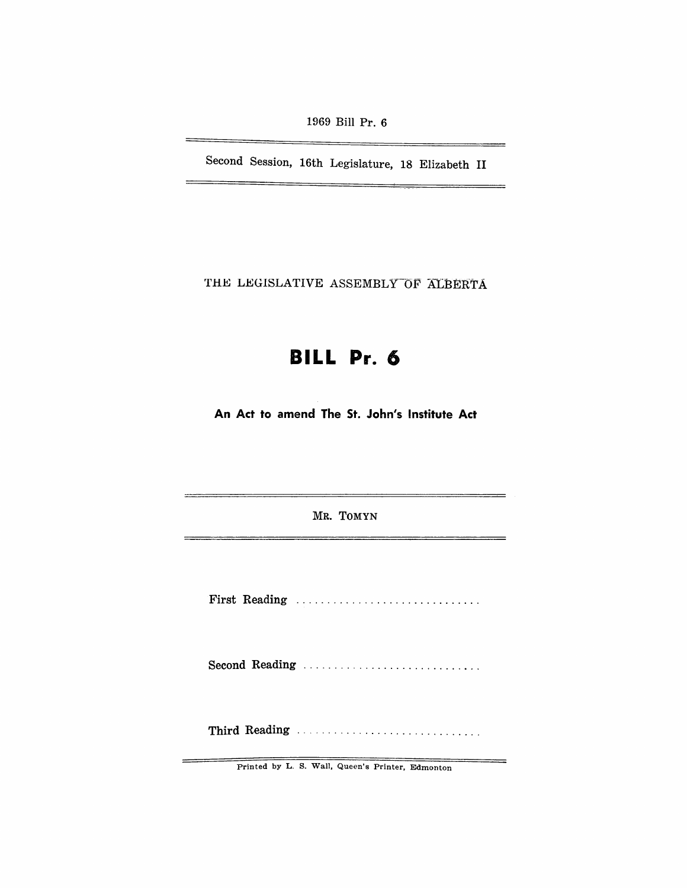1969 Bill Pr. 6

Second Session, 16th Legislature, 18 Elizabeth II

THE LEGISLATIVE ASSEMBLY OF ALBERTA

# BILL Pr. 6

## An Act to amend The St. John's Institute Act

MR. TOMYN

First Reading ..............................

Second Reading ..............................

Third Reading ..............................

Printed by L. S. Wall, Queen's Printer, Edmonton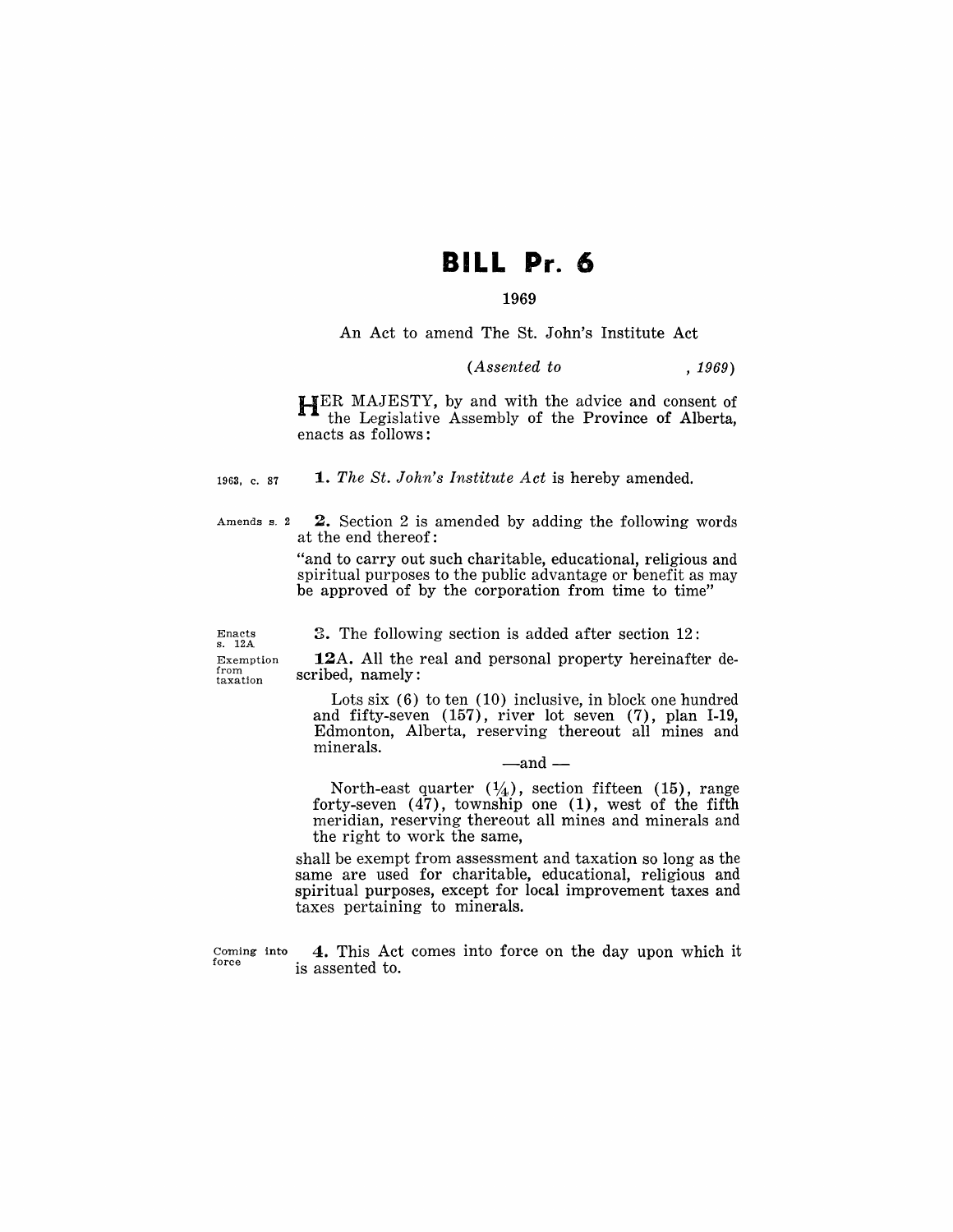# BILL Pr. 6

1969

An Act to amend The St. John's Institute Act

*(Assented to , 1969)*

HER MAJESTY, by and with the advice and consent of the Legislative Assembly of the Province of Alberta, enacts as follows:

1963, c. 87

**1.** *The St. John's Institute Act* is hereby amended.

Amends s. 2

**2.** Section 2 is amended by adding the following words at the end thereof:

"and to carry out such charitable, educational, religious and spiritual purposes to the public advantage or benefit as may be approved of by the corporation from time to time"

Enacts s. 12A

**3.** The following section is added after section 12:

Exemption from taxation

**12A.** All the real and personal property hereinafter described, namely:

Lots six (6) to ten (10) inclusive, in block one hundred and fifty-seven (157), river lot seven (7), plan I-19, Edmonton, Alberta, reserving thereout all mines and minerals.

—and —

North-east quarter (¼), section fifteen (15), range forty-seven (47), township one (1), west of the fifth meridian, reserving thereout all mines and minerals and the right to work the same,

shall be exempt from assessment and taxation so long as the same are used for charitable, educational, religious and spiritual purposes, except for local improvement taxes and taxes pertaining to minerals.

Coming into force

**4.** This Act comes into force on the day upon which it is assented to.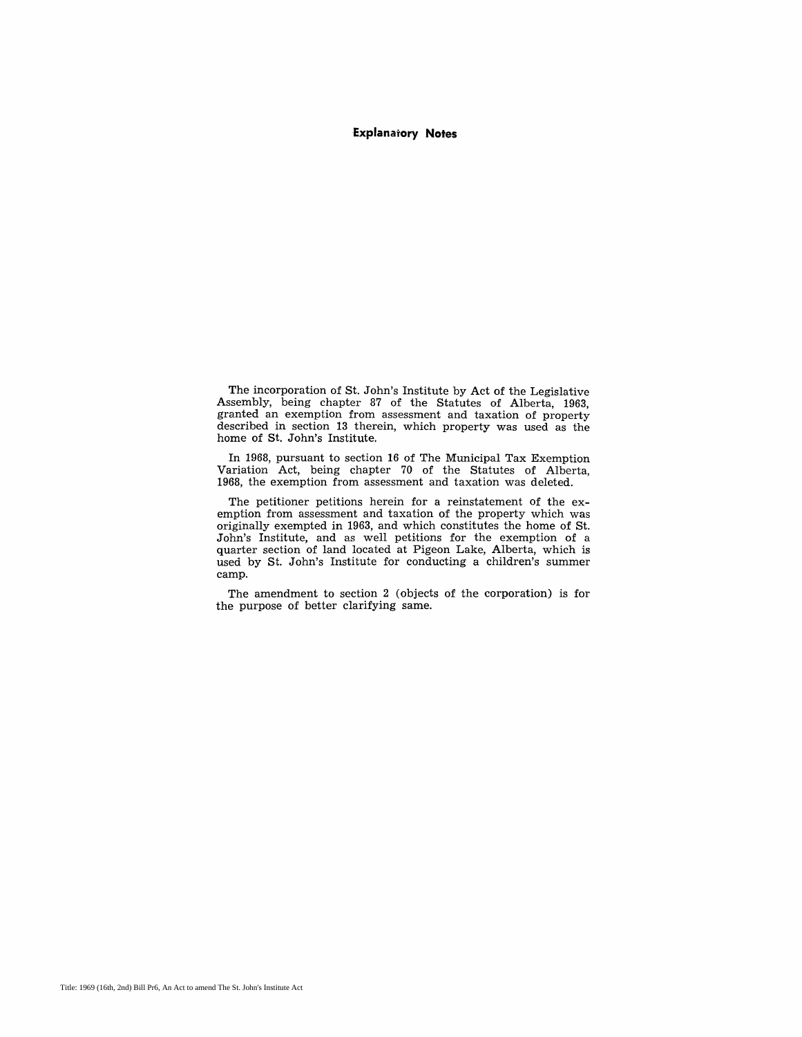# Explanatory Notes

The incorporation of St. John's Institute by Act of the Legislative Assembly, being chapter 87 of the Statutes of Alberta, 1963, granted an exemption from assessment and taxation of property described in section 13 therein, which property was used as the home of St. John's Institute.

In 1968, pursuant to section 16 of The Municipal Tax Exemption Variation Act, being chapter 70 of the Statutes of Alberta, 1968, the exemption from assessment and taxation was deleted.

The petitioner petitions herein for a reinstatement of the exemption from assessment and taxation of the property which was originally exempted in 1963, and which constitutes the home of St. John's Institute, and as well petitions for the exemption of a quarter section of land located at Pigeon Lake, Alberta, which is used by St. John's Institute for conducting a children's summer camp.

The amendment to section 2 (objects of the corporation) is for the purpose of better clarifying same.

Title: 1969 (16th, 2nd) Bill Pr6, An Act to amend The St. John's Institute Act